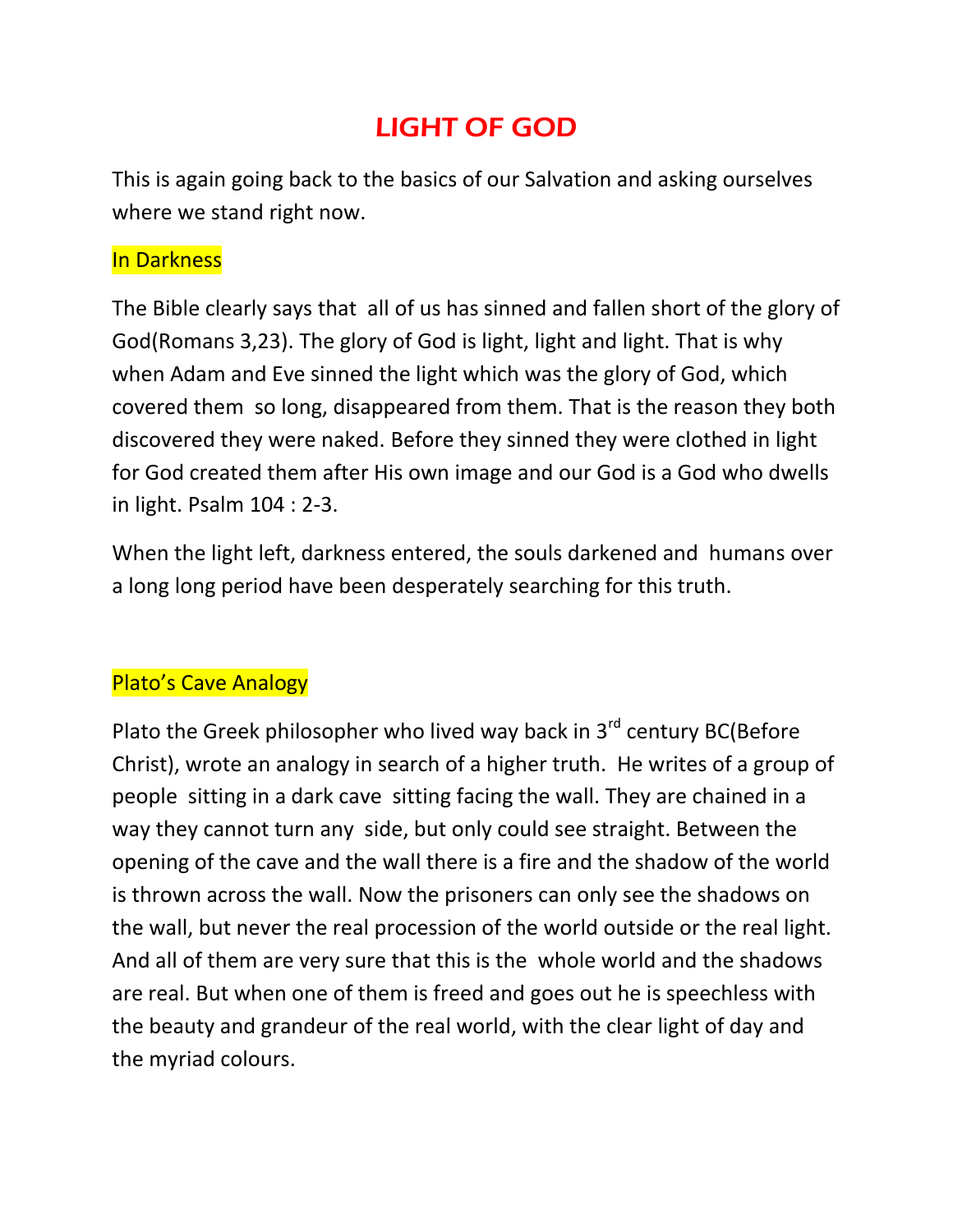# LIGHT OF GOD

This is again going back to the basics of our Salvation and asking ourselves where we stand right now.

## In Darkness

The Bible clearly says that all of us has sinned and fallen short of the glory of God(Romans 3,23). The glory of God is light, light and light. That is why when Adam and Eve sinned the light which was the glory of God, which covered them so long, disappeared from them. That is the reason they both discovered they were naked. Before they sinned they were clothed in light for God created them after His own image and our God is a God who dwells in light. Psalm 104 : 2-3.

When the light left, darkness entered, the souls darkened and humans over a long long period have been desperately searching for this truth.

## Plato's Cave Analogy

Plato the Greek philosopher who lived way back in 3rd century BC(Before Christ), wrote an analogy in search of a higher truth. He writes of a group of people sitting in a dark cave sitting facing the wall. They are chained in a way they cannot turn any side, but only could see straight. Between the opening of the cave and the wall there is a fire and the shadow of the world is thrown across the wall. Now the prisoners can only see the shadows on the wall, but never the real procession of the world outside or the real light. And all of them are very sure that this is the whole world and the shadows are real. But when one of them is freed and goes out he is speechless with the beauty and grandeur of the real world, with the clear light of day and the myriad colours.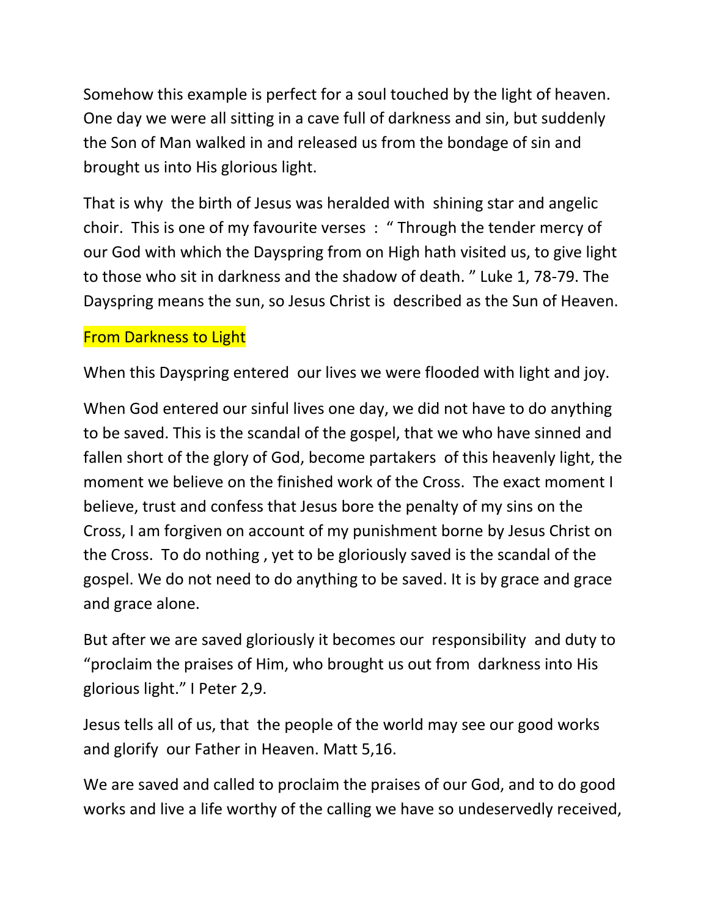Somehow this example is perfect for a soul touched by the light of heaven. One day we were all sitting in a cave full of darkness and sin, but suddenly the Son of Man walked in and released us from the bondage of sin and brought us into His glorious light.

That is why the birth of Jesus was heralded with shining star and angelic choir. This is one of my favourite verses : " Through the tender mercy of our God with which the Dayspring from on High hath visited us, to give light to those who sit in darkness and the shadow of death. " Luke 1, 78-79. The Dayspring means the sun, so Jesus Christ is described as the Sun of Heaven.

## From Darkness to Light

When this Dayspring entered our lives we were flooded with light and joy.

When God entered our sinful lives one day, we did not have to do anything to be saved. This is the scandal of the gospel, that we who have sinned and fallen short of the glory of God, become partakers of this heavenly light, the moment we believe on the finished work of the Cross. The exact moment I believe, trust and confess that Jesus bore the penalty of my sins on the Cross, I am forgiven on account of my punishment borne by Jesus Christ on the Cross. To do nothing , yet to be gloriously saved is the scandal of the gospel. We do not need to do anything to be saved. It is by grace and grace and grace alone.

But after we are saved gloriously it becomes our responsibility and duty to "proclaim the praises of Him, who brought us out from darkness into His glorious light." I Peter 2,9.

Jesus tells all of us, that the people of the world may see our good works and glorify our Father in Heaven. Matt 5,16.

We are saved and called to proclaim the praises of our God, and to do good works and live a life worthy of the calling we have so undeservedly received,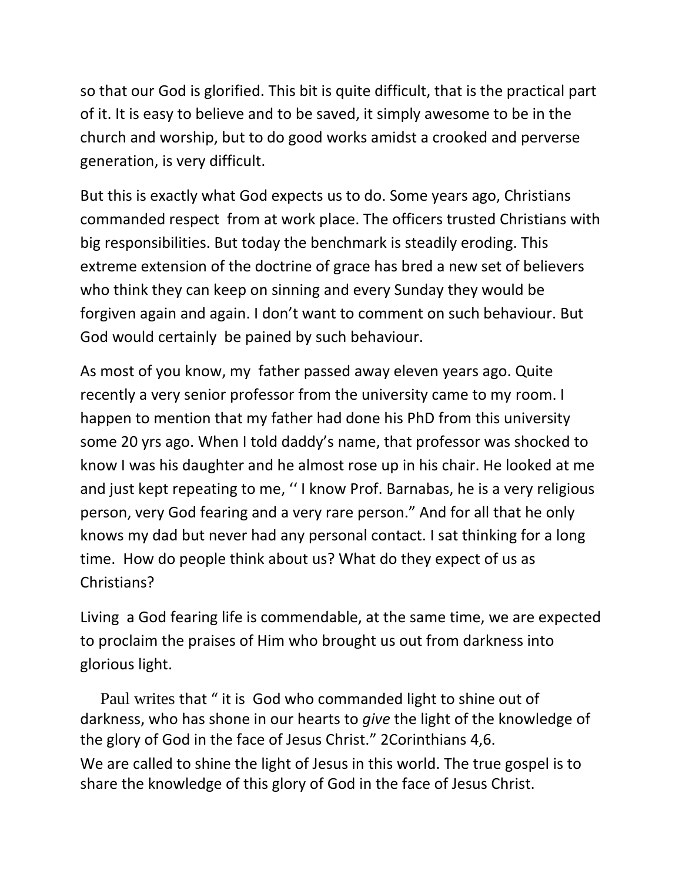so that our God is glorified. This bit is quite difficult, that is the practical part of it. It is easy to believe and to be saved, it simply awesome to be in the church and worship, but to do good works amidst a crooked and perverse generation, is very difficult.

But this is exactly what God expects us to do. Some years ago, Christians commanded respect from at work place. The officers trusted Christians with big responsibilities. But today the benchmark is steadily eroding. This extreme extension of the doctrine of grace has bred a new set of believers who think they can keep on sinning and every Sunday they would be forgiven again and again. I don't want to comment on such behaviour. But God would certainly be pained by such behaviour.

As most of you know, my father passed away eleven years ago. Quite recently a very senior professor from the university came to my room. I happen to mention that my father had done his PhD from this university some 20 yrs ago. When I told daddy's name, that professor was shocked to know I was his daughter and he almost rose up in his chair. He looked at me and just kept repeating to me, '' I know Prof. Barnabas, he is a very religious person, very God fearing and a very rare person." And for all that he only knows my dad but never had any personal contact. I sat thinking for a long time. How do people think about us? What do they expect of us as Christians?

Living a God fearing life is commendable, at the same time, we are expected to proclaim the praises of Him who brought us out from darkness into glorious light.

Paul writes that " it is God who commanded light to shine out of darkness, who has shone in our hearts to *give* the light of the knowledge of the glory of God in the face of Jesus Christ." 2Corinthians 4,6.
We are called to shine the light of Jesus in this world. The true gospel is to share the knowledge of this glory of God in the face of Jesus Christ.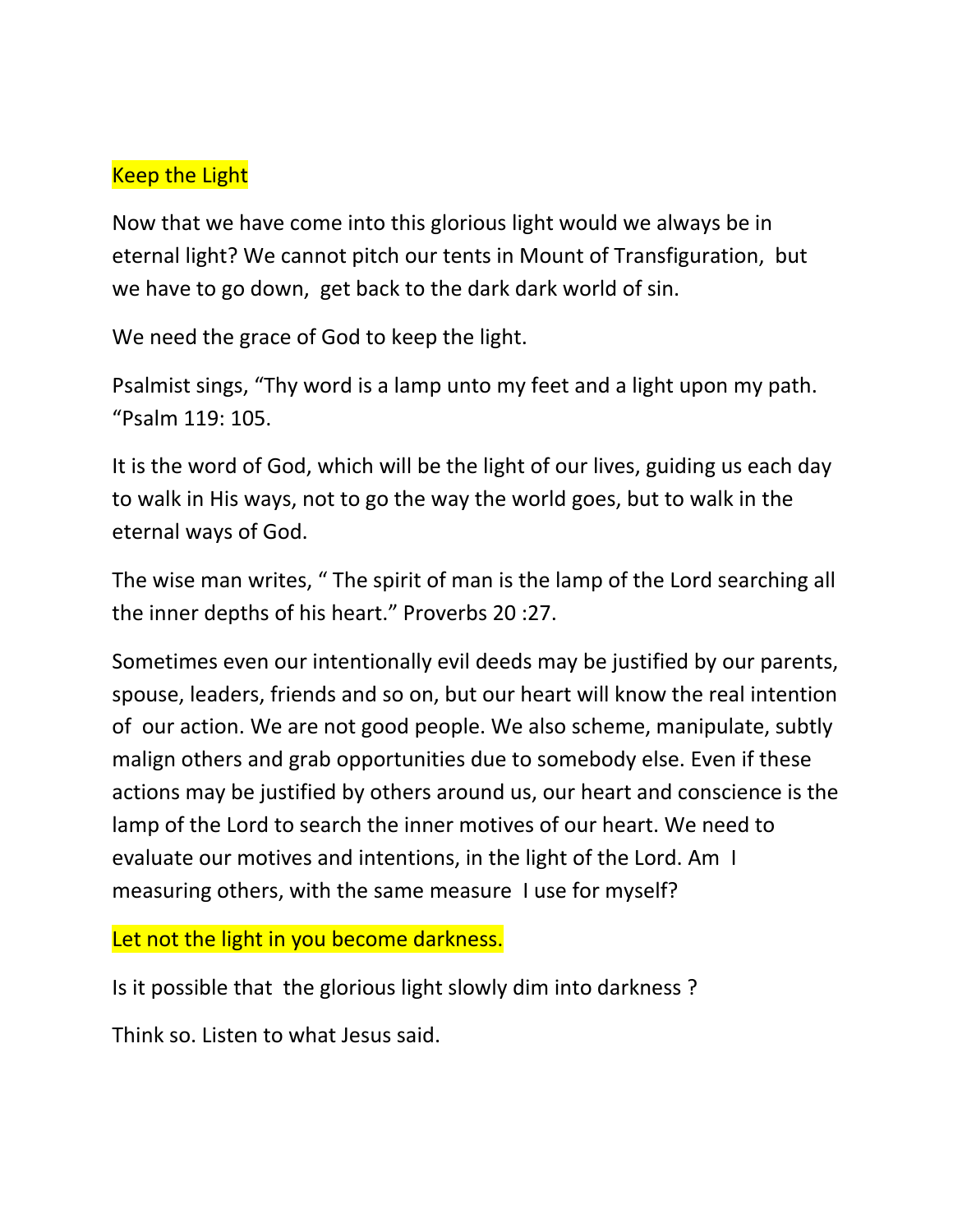## Keep the Light

Now that we have come into this glorious light would we always be in eternal light? We cannot pitch our tents in Mount of Transfiguration, but we have to go down, get back to the dark dark world of sin.

We need the grace of God to keep the light.

Psalmist sings, "Thy word is a lamp unto my feet and a light upon my path. "Psalm 119: 105.

It is the word of God, which will be the light of our lives, guiding us each day to walk in His ways, not to go the way the world goes, but to walk in the eternal ways of God.

The wise man writes, " The spirit of man is the lamp of the Lord searching all the inner depths of his heart." Proverbs 20 :27.

Sometimes even our intentionally evil deeds may be justified by our parents, spouse, leaders, friends and so on, but our heart will know the real intention of our action. We are not good people. We also scheme, manipulate, subtly malign others and grab opportunities due to somebody else. Even if these actions may be justified by others around us, our heart and conscience is the lamp of the Lord to search the inner motives of our heart. We need to evaluate our motives and intentions, in the light of the Lord. Am I measuring others, with the same measure I use for myself?

## Let not the light in you become darkness.

Is it possible that the glorious light slowly dim into darkness ?

Think so. Listen to what Jesus said.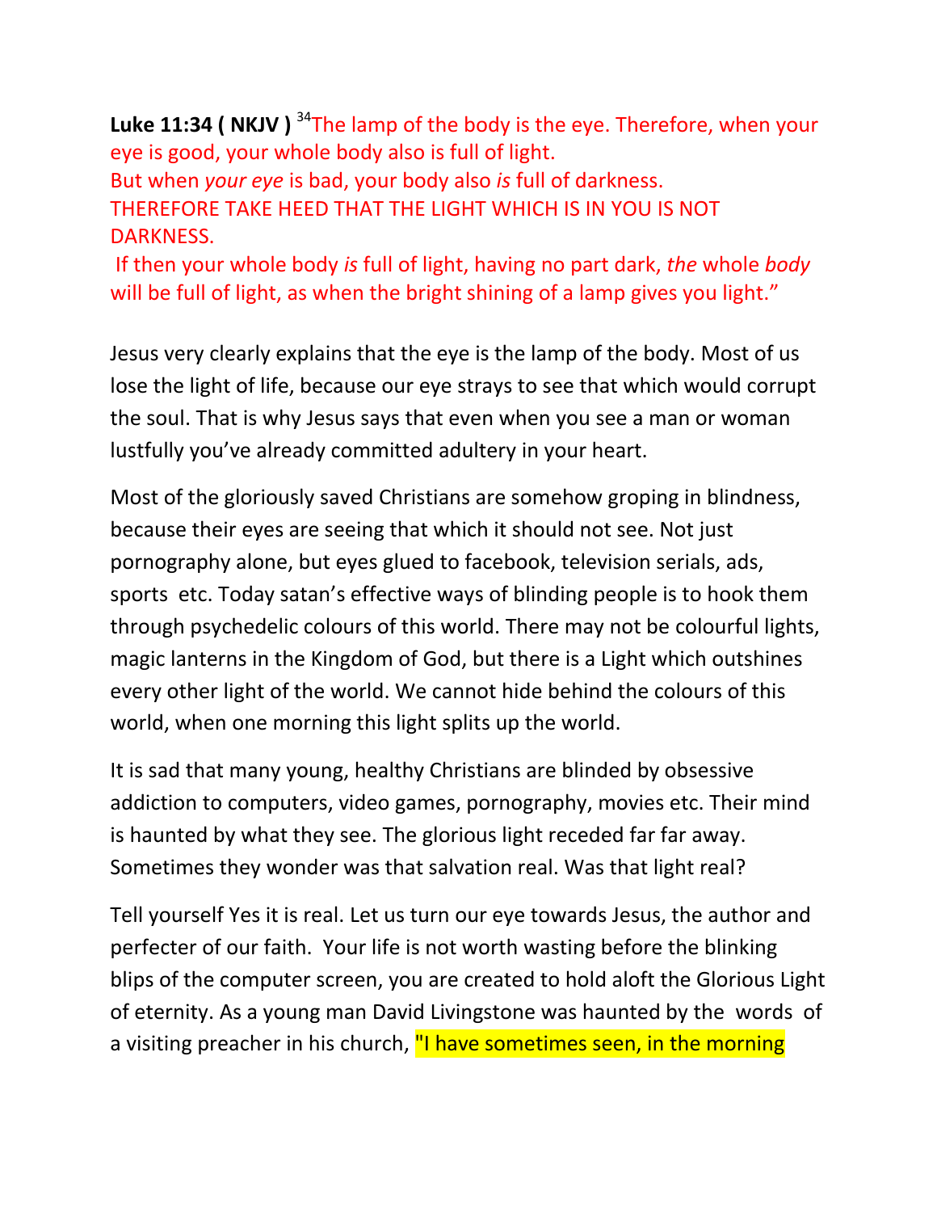**Luke 11:34 ( NKJV )** [34]The lamp of the body is the eye. Therefore, when your eye is good, your whole body also is full of light.
But when *your eye* is bad, your body also *is* full of darkness.
THEREFORE TAKE HEED THAT THE LIGHT WHICH IS IN YOU IS NOT DARKNESS.
If then your whole body *is* full of light, having no part dark, *the* whole *body* will be full of light, as when the bright shining of a lamp gives you light."

Jesus very clearly explains that the eye is the lamp of the body. Most of us lose the light of life, because our eye strays to see that which would corrupt the soul. That is why Jesus says that even when you see a man or woman lustfully you've already committed adultery in your heart.

Most of the gloriously saved Christians are somehow groping in blindness, because their eyes are seeing that which it should not see. Not just pornography alone, but eyes glued to facebook, television serials, ads, sports etc. Today satan's effective ways of blinding people is to hook them through psychedelic colours of this world. There may not be colourful lights, magic lanterns in the Kingdom of God, but there is a Light which outshines every other light of the world. We cannot hide behind the colours of this world, when one morning this light splits up the world.

It is sad that many young, healthy Christians are blinded by obsessive addiction to computers, video games, pornography, movies etc. Their mind is haunted by what they see. The glorious light receded far far away. Sometimes they wonder was that salvation real. Was that light real?

Tell yourself Yes it is real. Let us turn our eye towards Jesus, the author and perfecter of our faith. Your life is not worth wasting before the blinking blips of the computer screen, you are created to hold aloft the Glorious Light of eternity. As a young man David Livingstone was haunted by the words of a visiting preacher in his church, "I have sometimes seen, in the morning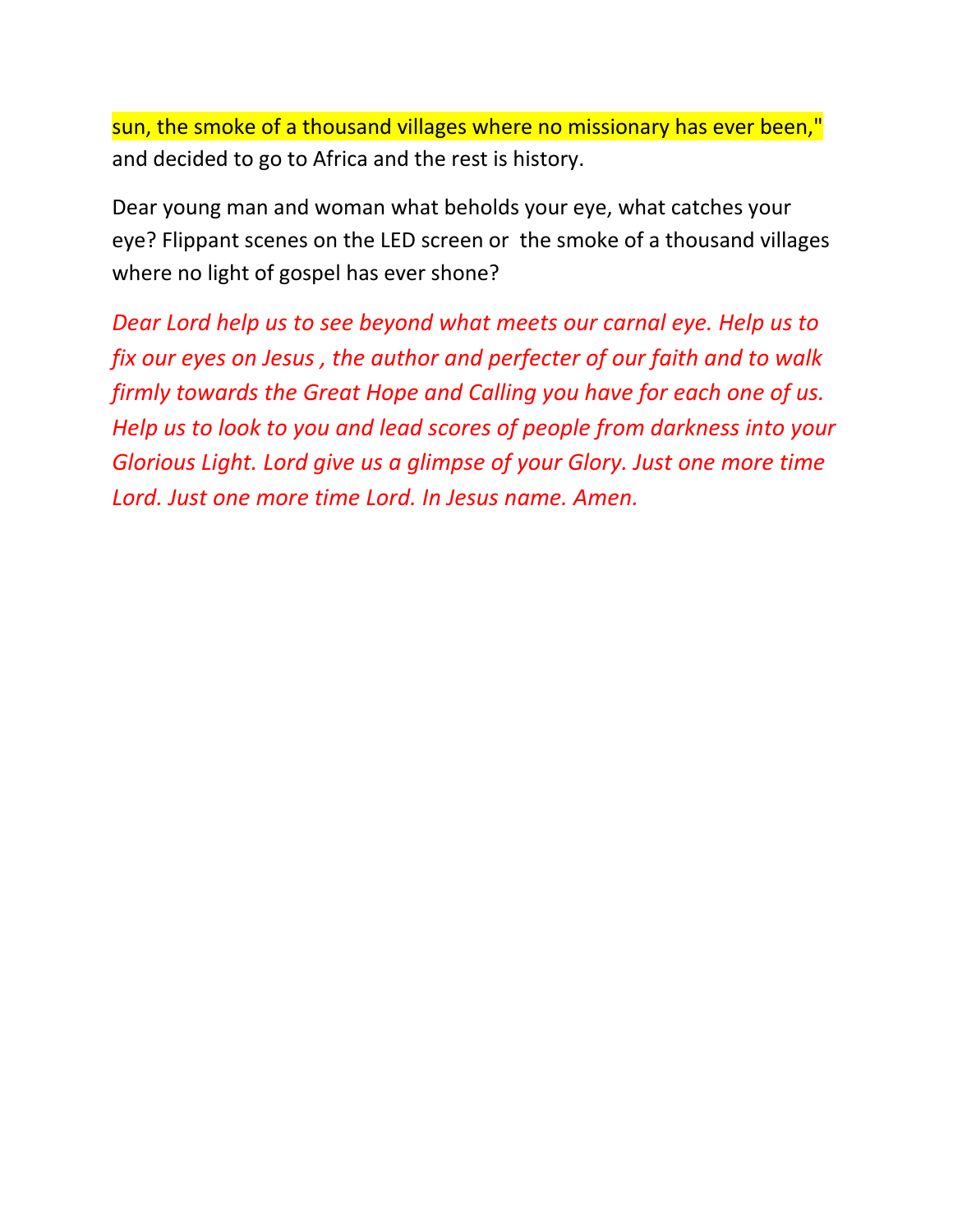sun, the smoke of a thousand villages where no missionary has ever been," and decided to go to Africa and the rest is history.

Dear young man and woman what beholds your eye, what catches your eye? Flippant scenes on the LED screen or  the smoke of a thousand villages where no light of gospel has ever shone?

*Dear Lord help us to see beyond what meets our carnal eye. Help us to fix our eyes on Jesus , the author and perfecter of our faith and to walk firmly towards the Great Hope and Calling you have for each one of us. Help us to look to you and lead scores of people from darkness into your Glorious Light. Lord give us a glimpse of your Glory. Just one more time Lord. Just one more time Lord. In Jesus name. Amen.*